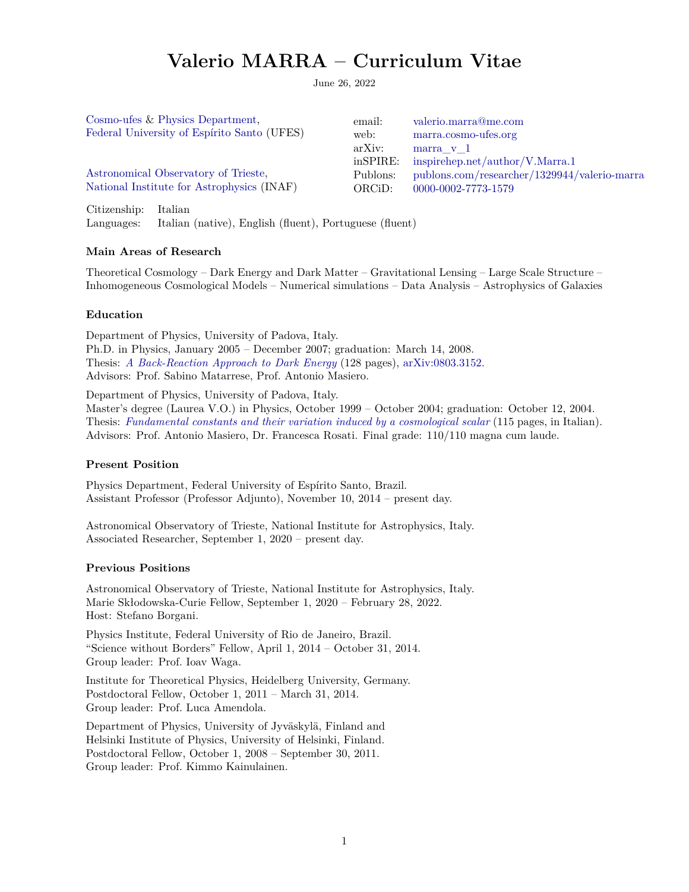# Valerio MARRA – Curriculum Vitae

June 26, 2022

Cosmo-ufes & Physics Department,
Federal University of Espírito Santo (UFES)

Astronomical Observatory of Trieste,
National Institute for Astrophysics (INAF)

| | |
|---|---|
| email: | valerio.marra@me.com |
| web: | marra.cosmo-ufes.org |
| arXiv: | marra_v_1 |
| inSPIRE: | inspirehep.net/author/V.Marra.1 |
| Publons: | publons.com/researcher/1329944/valerio-marra |
| ORCiD: | 0000-0002-7773-1579 |

Citizenship: Italian
Languages: Italian (native), English (fluent), Portuguese (fluent)

### Main Areas of Research

Theoretical Cosmology – Dark Energy and Dark Matter – Gravitational Lensing – Large Scale Structure – Inhomogeneous Cosmological Models – Numerical simulations – Data Analysis – Astrophysics of Galaxies

### Education

Department of Physics, University of Padova, Italy.
Ph.D. in Physics, January 2005 – December 2007; graduation: March 14, 2008.
Thesis: *A Back-Reaction Approach to Dark Energy* (128 pages), arXiv:0803.3152.
Advisors: Prof. Sabino Matarrese, Prof. Antonio Masiero.

Department of Physics, University of Padova, Italy.
Master's degree (Laurea V.O.) in Physics, October 1999 – October 2004; graduation: October 12, 2004.
Thesis: *Fundamental constants and their variation induced by a cosmological scalar* (115 pages, in Italian).
Advisors: Prof. Antonio Masiero, Dr. Francesca Rosati. Final grade: 110/110 magna cum laude.

### Present Position

Physics Department, Federal University of Espírito Santo, Brazil.
Assistant Professor (Professor Adjunto), November 10, 2014 – present day.

Astronomical Observatory of Trieste, National Institute for Astrophysics, Italy.
Associated Researcher, September 1, 2020 – present day.

### Previous Positions

Astronomical Observatory of Trieste, National Institute for Astrophysics, Italy.
Marie Skłodowska-Curie Fellow, September 1, 2020 – February 28, 2022.
Host: Stefano Borgani.

Physics Institute, Federal University of Rio de Janeiro, Brazil.
"Science without Borders" Fellow, April 1, 2014 – October 31, 2014.
Group leader: Prof. Ioav Waga.

Institute for Theoretical Physics, Heidelberg University, Germany.
Postdoctoral Fellow, October 1, 2011 – March 31, 2014.
Group leader: Prof. Luca Amendola.

Department of Physics, University of Jyväskylä, Finland and
Helsinki Institute of Physics, University of Helsinki, Finland.
Postdoctoral Fellow, October 1, 2008 – September 30, 2011.
Group leader: Prof. Kimmo Kainulainen.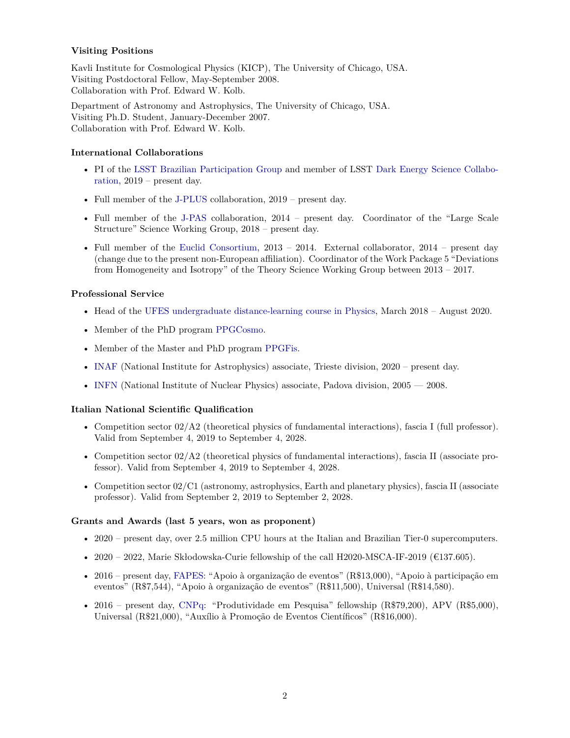### Visiting Positions

Kavli Institute for Cosmological Physics (KICP), The University of Chicago, USA.
Visiting Postdoctoral Fellow, May-September 2008.
Collaboration with Prof. Edward W. Kolb.

Department of Astronomy and Astrophysics, The University of Chicago, USA.
Visiting Ph.D. Student, January-December 2007.
Collaboration with Prof. Edward W. Kolb.

### International Collaborations

- PI of the LSST Brazilian Participation Group and member of LSST Dark Energy Science Collaboration, 2019 – present day.
- Full member of the J-PLUS collaboration, 2019 – present day.
- Full member of the J-PAS collaboration, 2014 – present day. Coordinator of the "Large Scale Structure" Science Working Group, 2018 – present day.
- Full member of the Euclid Consortium, 2013 – 2014. External collaborator, 2014 – present day (change due to the present non-European affiliation). Coordinator of the Work Package 5 "Deviations from Homogeneity and Isotropy" of the Theory Science Working Group between 2013 – 2017.

### Professional Service

- Head of the UFES undergraduate distance-learning course in Physics, March 2018 – August 2020.
- Member of the PhD program PPGCosmo.
- Member of the Master and PhD program PPGFis.
- INAF (National Institute for Astrophysics) associate, Trieste division, 2020 – present day.
- INFN (National Institute of Nuclear Physics) associate, Padova division, 2005 — 2008.

### Italian National Scientific Qualification

- Competition sector 02/A2 (theoretical physics of fundamental interactions), fascia I (full professor). Valid from September 4, 2019 to September 4, 2028.
- Competition sector 02/A2 (theoretical physics of fundamental interactions), fascia II (associate professor). Valid from September 4, 2019 to September 4, 2028.
- Competition sector 02/C1 (astronomy, astrophysics, Earth and planetary physics), fascia II (associate professor). Valid from September 2, 2019 to September 2, 2028.

### Grants and Awards (last 5 years, won as proponent)

- 2020 – present day, over 2.5 million CPU hours at the Italian and Brazilian Tier-0 supercomputers.
- 2020 – 2022, Marie Skłodowska-Curie fellowship of the call H2020-MSCA-IF-2019 (€137.605).
- 2016 – present day, FAPES: "Apoio à organização de eventos" (R$13,000), "Apoio à participação em eventos" (R$7,544), "Apoio à organização de eventos" (R$11,500), Universal (R$14,580).
- 2016 – present day, CNPq: "Produtividade em Pesquisa" fellowship (R$79,200), APV (R$5,000), Universal (R$21,000), "Auxílio à Promoção de Eventos Científicos" (R$16,000).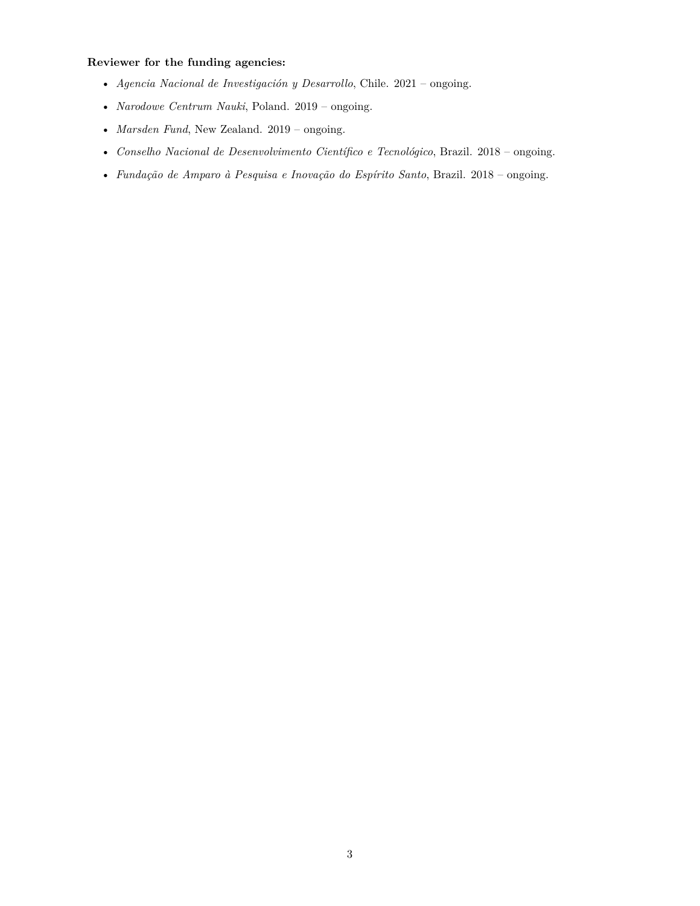**Reviewer for the funding agencies:**

- *Agencia Nacional de Investigación y Desarrollo*, Chile. 2021 – ongoing.
- *Narodowe Centrum Nauki*, Poland. 2019 – ongoing.
- *Marsden Fund*, New Zealand. 2019 – ongoing.
- *Conselho Nacional de Desenvolvimento Científico e Tecnológico*, Brazil. 2018 – ongoing.
- *Fundação de Amparo à Pesquisa e Inovação do Espírito Santo*, Brazil. 2018 – ongoing.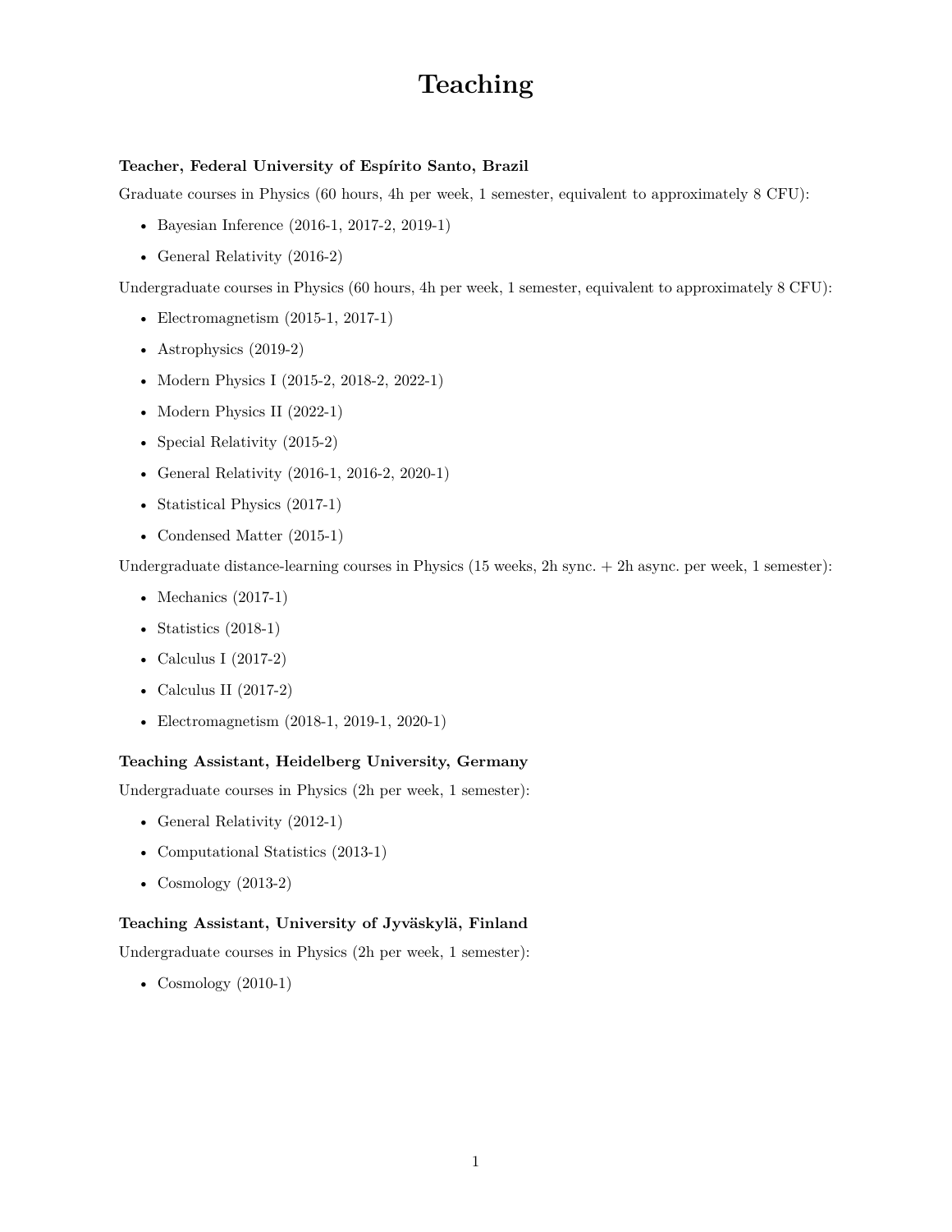# Teaching

**Teacher, Federal University of Espírito Santo, Brazil**

Graduate courses in Physics (60 hours, 4h per week, 1 semester, equivalent to approximately 8 CFU):

- Bayesian Inference (2016-1, 2017-2, 2019-1)
- General Relativity (2016-2)

Undergraduate courses in Physics (60 hours, 4h per week, 1 semester, equivalent to approximately 8 CFU):

- Electromagnetism (2015-1, 2017-1)
- Astrophysics (2019-2)
- Modern Physics I (2015-2, 2018-2, 2022-1)
- Modern Physics II (2022-1)
- Special Relativity (2015-2)
- General Relativity (2016-1, 2016-2, 2020-1)
- Statistical Physics (2017-1)
- Condensed Matter (2015-1)

Undergraduate distance-learning courses in Physics (15 weeks, 2h sync. + 2h async. per week, 1 semester):

- Mechanics (2017-1)
- Statistics (2018-1)
- Calculus I (2017-2)
- Calculus II (2017-2)
- Electromagnetism (2018-1, 2019-1, 2020-1)

**Teaching Assistant, Heidelberg University, Germany**

Undergraduate courses in Physics (2h per week, 1 semester):

- General Relativity (2012-1)
- Computational Statistics (2013-1)
- Cosmology (2013-2)

**Teaching Assistant, University of Jyväskylä, Finland**

Undergraduate courses in Physics (2h per week, 1 semester):

- Cosmology (2010-1)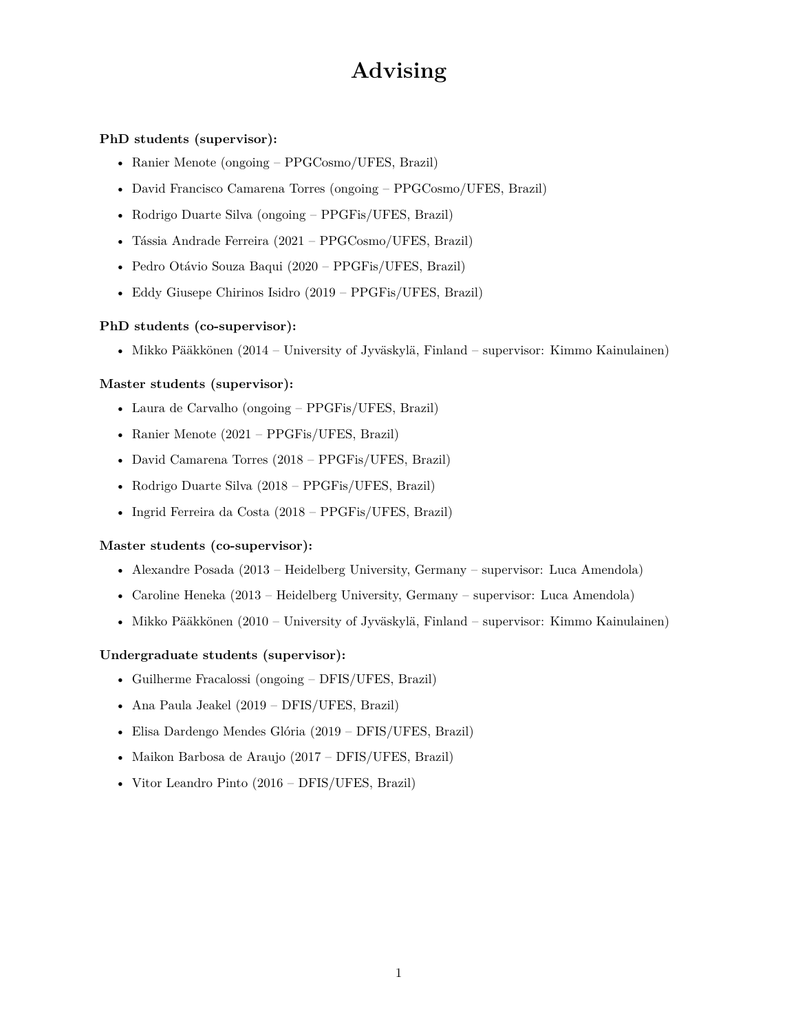# Advising

**PhD students (supervisor):**

- Ranier Menote (ongoing – PPGCosmo/UFES, Brazil)
- David Francisco Camarena Torres (ongoing – PPGCosmo/UFES, Brazil)
- Rodrigo Duarte Silva (ongoing – PPGFis/UFES, Brazil)
- Tássia Andrade Ferreira (2021 – PPGCosmo/UFES, Brazil)
- Pedro Otávio Souza Baqui (2020 – PPGFis/UFES, Brazil)
- Eddy Giusepe Chirinos Isidro (2019 – PPGFis/UFES, Brazil)

**PhD students (co-supervisor):**

- Mikko Pääkkönen (2014 – University of Jyväskylä, Finland – supervisor: Kimmo Kainulainen)

**Master students (supervisor):**

- Laura de Carvalho (ongoing – PPGFis/UFES, Brazil)
- Ranier Menote (2021 – PPGFis/UFES, Brazil)
- David Camarena Torres (2018 – PPGFis/UFES, Brazil)
- Rodrigo Duarte Silva (2018 – PPGFis/UFES, Brazil)
- Ingrid Ferreira da Costa (2018 – PPGFis/UFES, Brazil)

**Master students (co-supervisor):**

- Alexandre Posada (2013 – Heidelberg University, Germany – supervisor: Luca Amendola)
- Caroline Heneka (2013 – Heidelberg University, Germany – supervisor: Luca Amendola)
- Mikko Pääkkönen (2010 – University of Jyväskylä, Finland – supervisor: Kimmo Kainulainen)

**Undergraduate students (supervisor):**

- Guilherme Fracalossi (ongoing – DFIS/UFES, Brazil)
- Ana Paula Jeakel (2019 – DFIS/UFES, Brazil)
- Elisa Dardengo Mendes Glória (2019 – DFIS/UFES, Brazil)
- Maikon Barbosa de Araujo (2017 – DFIS/UFES, Brazil)
- Vitor Leandro Pinto (2016 – DFIS/UFES, Brazil)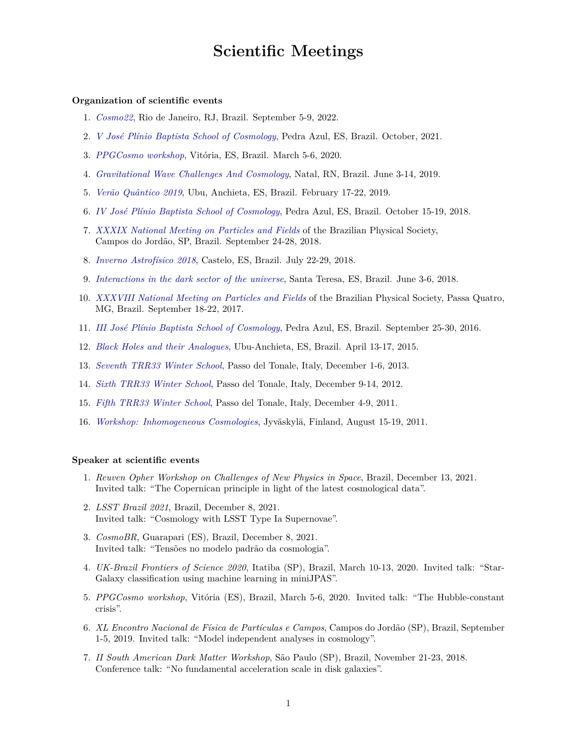# Scientific Meetings

**Organization of scientific events**

1. *Cosmo22*, Rio de Janeiro, RJ, Brazil. September 5-9, 2022.
2. *V José Plínio Baptista School of Cosmology*, Pedra Azul, ES, Brazil. October, 2021.
3. *PPGCosmo workshop*, Vitória, ES, Brazil. March 5-6, 2020.
4. *Gravitational Wave Challenges And Cosmology*, Natal, RN, Brazil. June 3-14, 2019.
5. *Verão Quântico 2019*, Ubu, Anchieta, ES, Brazil. February 17-22, 2019.
6. *IV José Plínio Baptista School of Cosmology*, Pedra Azul, ES, Brazil. October 15-19, 2018.
7. *XXXIX National Meeting on Particles and Fields* of the Brazilian Physical Society, Campos do Jordão, SP, Brazil. September 24-28, 2018.
8. *Inverno Astrofísico 2018*, Castelo, ES, Brazil. July 22-29, 2018.
9. *Interactions in the dark sector of the universe*, Santa Teresa, ES, Brazil. June 3-6, 2018.
10. *XXXVIII National Meeting on Particles and Fields* of the Brazilian Physical Society, Passa Quatro, MG, Brazil. September 18-22, 2017.
11. *III José Plínio Baptista School of Cosmology*, Pedra Azul, ES, Brazil. September 25-30, 2016.
12. *Black Holes and their Analogues*, Ubu-Anchieta, ES, Brazil. April 13-17, 2015.
13. *Seventh TRR33 Winter School*, Passo del Tonale, Italy, December 1-6, 2013.
14. *Sixth TRR33 Winter School*, Passo del Tonale, Italy, December 9-14, 2012.
15. *Fifth TRR33 Winter School*, Passo del Tonale, Italy, December 4-9, 2011.
16. *Workshop: Inhomogeneous Cosmologies*, Jyväskylä, Finland, August 15-19, 2011.

**Speaker at scientific events**

1. *Reuven Opher Workshop on Challenges of New Physics in Space*, Brazil, December 13, 2021. Invited talk: "The Copernican principle in light of the latest cosmological data".
2. *LSST Brazil 2021*, Brazil, December 8, 2021. Invited talk: "Cosmology with LSST Type Ia Supernovae".
3. *CosmoBR*, Guarapari (ES), Brazil, December 8, 2021. Invited talk: "Tensões no modelo padrão da cosmologia".
4. *UK-Brazil Frontiers of Science 2020*, Itatiba (SP), Brazil, March 10-13, 2020. Invited talk: "Star-Galaxy classification using machine learning in miniJPAS".
5. *PPGCosmo workshop*, Vitória (ES), Brazil, March 5-6, 2020. Invited talk: "The Hubble-constant crisis".
6. *XL Encontro Nacional de Física de Partículas e Campos*, Campos do Jordão (SP), Brazil, September 1-5, 2019. Invited talk: "Model independent analyses in cosmology".
7. *II South American Dark Matter Workshop*, São Paulo (SP), Brazil, November 21-23, 2018. Conference talk: "No fundamental acceleration scale in disk galaxies".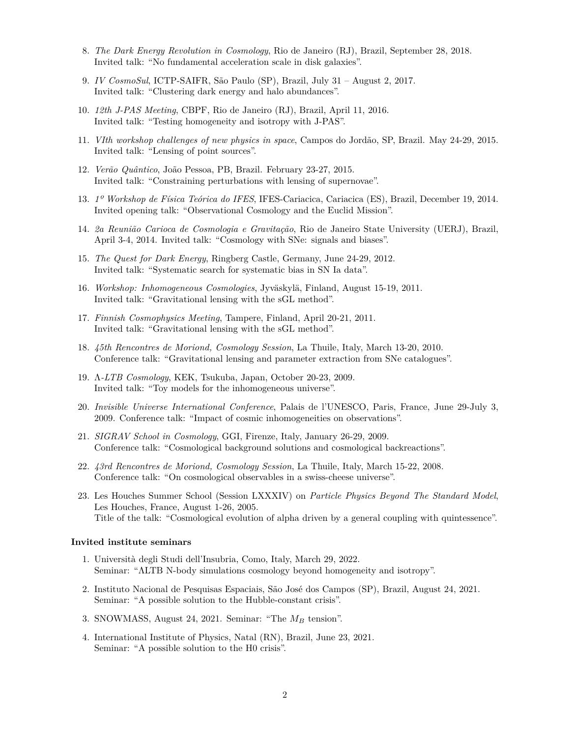8. *The Dark Energy Revolution in Cosmology*, Rio de Janeiro (RJ), Brazil, September 28, 2018.
   Invited talk: "No fundamental acceleration scale in disk galaxies".

9. *IV CosmoSul*, ICTP-SAIFR, São Paulo (SP), Brazil, July 31 – August 2, 2017.
   Invited talk: "Clustering dark energy and halo abundances".

10. *12th J-PAS Meeting*, CBPF, Rio de Janeiro (RJ), Brazil, April 11, 2016.
    Invited talk: "Testing homogeneity and isotropy with J-PAS".

11. *VIth workshop challenges of new physics in space*, Campos do Jordão, SP, Brazil. May 24-29, 2015.
    Invited talk: "Lensing of point sources".

12. *Verão Quântico*, João Pessoa, PB, Brazil. February 23-27, 2015.
    Invited talk: "Constraining perturbations with lensing of supernovae".

13. *1º Workshop de Física Teórica do IFES*, IFES-Cariacica, Cariacica (ES), Brazil, December 19, 2014.
    Invited opening talk: "Observational Cosmology and the Euclid Mission".

14. *2a Reunião Carioca de Cosmologia e Gravitação*, Rio de Janeiro State University (UERJ), Brazil, April 3-4, 2014. Invited talk: "Cosmology with SNe: signals and biases".

15. *The Quest for Dark Energy*, Ringberg Castle, Germany, June 24-29, 2012.
    Invited talk: "Systematic search for systematic bias in SN Ia data".

16. *Workshop: Inhomogeneous Cosmologies*, Jyväskylä, Finland, August 15-19, 2011.
    Invited talk: "Gravitational lensing with the sGL method".

17. *Finnish Cosmophysics Meeting*, Tampere, Finland, April 20-21, 2011.
    Invited talk: "Gravitational lensing with the sGL method".

18. *45th Rencontres de Moriond, Cosmology Session*, La Thuile, Italy, March 13-20, 2010.
    Conference talk: "Gravitational lensing and parameter extraction from SNe catalogues".

19. *Λ-LTB Cosmology*, KEK, Tsukuba, Japan, October 20-23, 2009.
    Invited talk: "Toy models for the inhomogeneous universe".

20. *Invisible Universe International Conference*, Palais de l'UNESCO, Paris, France, June 29-July 3, 2009. Conference talk: "Impact of cosmic inhomogeneities on observations".

21. *SIGRAV School in Cosmology*, GGI, Firenze, Italy, January 26-29, 2009.
    Conference talk: "Cosmological background solutions and cosmological backreactions".

22. *43rd Rencontres de Moriond, Cosmology Session*, La Thuile, Italy, March 15-22, 2008.
    Conference talk: "On cosmological observables in a swiss-cheese universe".

23. Les Houches Summer School (Session LXXXIV) on *Particle Physics Beyond The Standard Model*, Les Houches, France, August 1-26, 2005.
    Title of the talk: "Cosmological evolution of alpha driven by a general coupling with quintessence".

**Invited institute seminars**

1. Università degli Studi dell'Insubria, Como, Italy, March 29, 2022.
   Seminar: "ΛLTB N-body simulations cosmology beyond homogeneity and isotropy".

2. Instituto Nacional de Pesquisas Espaciais, São José dos Campos (SP), Brazil, August 24, 2021.
   Seminar: "A possible solution to the Hubble-constant crisis".

3. SNOWMASS, August 24, 2021. Seminar: "The $M_B$ tension".

4. International Institute of Physics, Natal (RN), Brazil, June 23, 2021.
   Seminar: "A possible solution to the H0 crisis".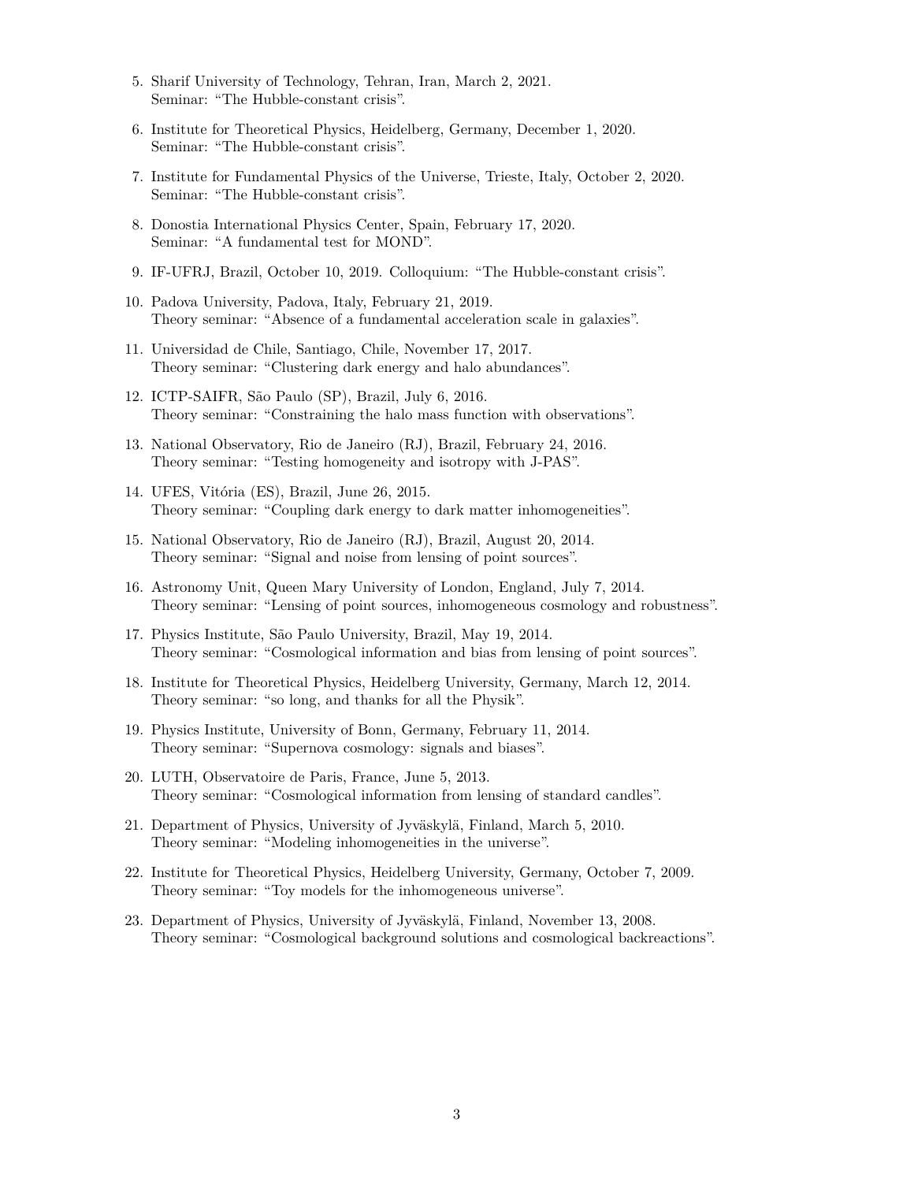5. Sharif University of Technology, Tehran, Iran, March 2, 2021.
   Seminar: "The Hubble-constant crisis".

6. Institute for Theoretical Physics, Heidelberg, Germany, December 1, 2020.
   Seminar: "The Hubble-constant crisis".

7. Institute for Fundamental Physics of the Universe, Trieste, Italy, October 2, 2020.
   Seminar: "The Hubble-constant crisis".

8. Donostia International Physics Center, Spain, February 17, 2020.
   Seminar: "A fundamental test for MOND".

9. IF-UFRJ, Brazil, October 10, 2019. Colloquium: "The Hubble-constant crisis".

10. Padova University, Padova, Italy, February 21, 2019.
    Theory seminar: "Absence of a fundamental acceleration scale in galaxies".

11. Universidad de Chile, Santiago, Chile, November 17, 2017.
    Theory seminar: "Clustering dark energy and halo abundances".

12. ICTP-SAIFR, São Paulo (SP), Brazil, July 6, 2016.
    Theory seminar: "Constraining the halo mass function with observations".

13. National Observatory, Rio de Janeiro (RJ), Brazil, February 24, 2016.
    Theory seminar: "Testing homogeneity and isotropy with J-PAS".

14. UFES, Vitória (ES), Brazil, June 26, 2015.
    Theory seminar: "Coupling dark energy to dark matter inhomogeneities".

15. National Observatory, Rio de Janeiro (RJ), Brazil, August 20, 2014.
    Theory seminar: "Signal and noise from lensing of point sources".

16. Astronomy Unit, Queen Mary University of London, England, July 7, 2014.
    Theory seminar: "Lensing of point sources, inhomogeneous cosmology and robustness".

17. Physics Institute, São Paulo University, Brazil, May 19, 2014.
    Theory seminar: "Cosmological information and bias from lensing of point sources".

18. Institute for Theoretical Physics, Heidelberg University, Germany, March 12, 2014.
    Theory seminar: "so long, and thanks for all the Physik".

19. Physics Institute, University of Bonn, Germany, February 11, 2014.
    Theory seminar: "Supernova cosmology: signals and biases".

20. LUTH, Observatoire de Paris, France, June 5, 2013.
    Theory seminar: "Cosmological information from lensing of standard candles".

21. Department of Physics, University of Jyväskylä, Finland, March 5, 2010.
    Theory seminar: "Modeling inhomogeneities in the universe".

22. Institute for Theoretical Physics, Heidelberg University, Germany, October 7, 2009.
    Theory seminar: "Toy models for the inhomogeneous universe".

23. Department of Physics, University of Jyväskylä, Finland, November 13, 2008.
    Theory seminar: "Cosmological background solutions and cosmological backreactions".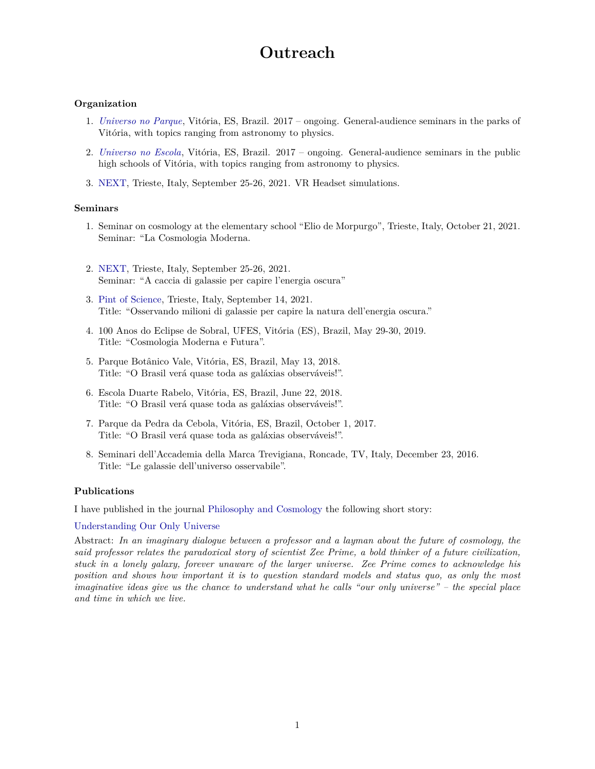# Outreach

### Organization

1. *Universo no Parque*, Vitória, ES, Brazil. 2017 – ongoing. General-audience seminars in the parks of Vitória, with topics ranging from astronomy to physics.
2. *Universo no Escola*, Vitória, ES, Brazil. 2017 – ongoing. General-audience seminars in the public high schools of Vitória, with topics ranging from astronomy to physics.
3. NEXT, Trieste, Italy, September 25-26, 2021. VR Headset simulations.

### Seminars

1. Seminar on cosmology at the elementary school "Elio de Morpurgo", Trieste, Italy, October 21, 2021. Seminar: "La Cosmologia Moderna.
2. NEXT, Trieste, Italy, September 25-26, 2021.
   Seminar: "A caccia di galassie per capire l'energia oscura"
3. Pint of Science, Trieste, Italy, September 14, 2021.
   Title: "Osservando milioni di galassie per capire la natura dell'energia oscura."
4. 100 Anos do Eclipse de Sobral, UFES, Vitória (ES), Brazil, May 29-30, 2019.
   Title: "Cosmologia Moderna e Futura".
5. Parque Botânico Vale, Vitória, ES, Brazil, May 13, 2018.
   Title: "O Brasil verá quase toda as galáxias observáveis!".
6. Escola Duarte Rabelo, Vitória, ES, Brazil, June 22, 2018.
   Title: "O Brasil verá quase toda as galáxias observáveis!".
7. Parque da Pedra da Cebola, Vitória, ES, Brazil, October 1, 2017.
   Title: "O Brasil verá quase toda as galáxias observáveis!".
8. Seminari dell'Accademia della Marca Trevigiana, Roncade, TV, Italy, December 23, 2016.
   Title: "Le galassie dell'universo osservabile".

### Publications

I have published in the journal Philosophy and Cosmology the following short story:

Understanding Our Only Universe

Abstract: *In an imaginary dialogue between a professor and a layman about the future of cosmology, the said professor relates the paradoxical story of scientist Zee Prime, a bold thinker of a future civilization, stuck in a lonely galaxy, forever unaware of the larger universe. Zee Prime comes to acknowledge his position and shows how important it is to question standard models and status quo, as only the most imaginative ideas give us the chance to understand what he calls "our only universe" – the special place and time in which we live.*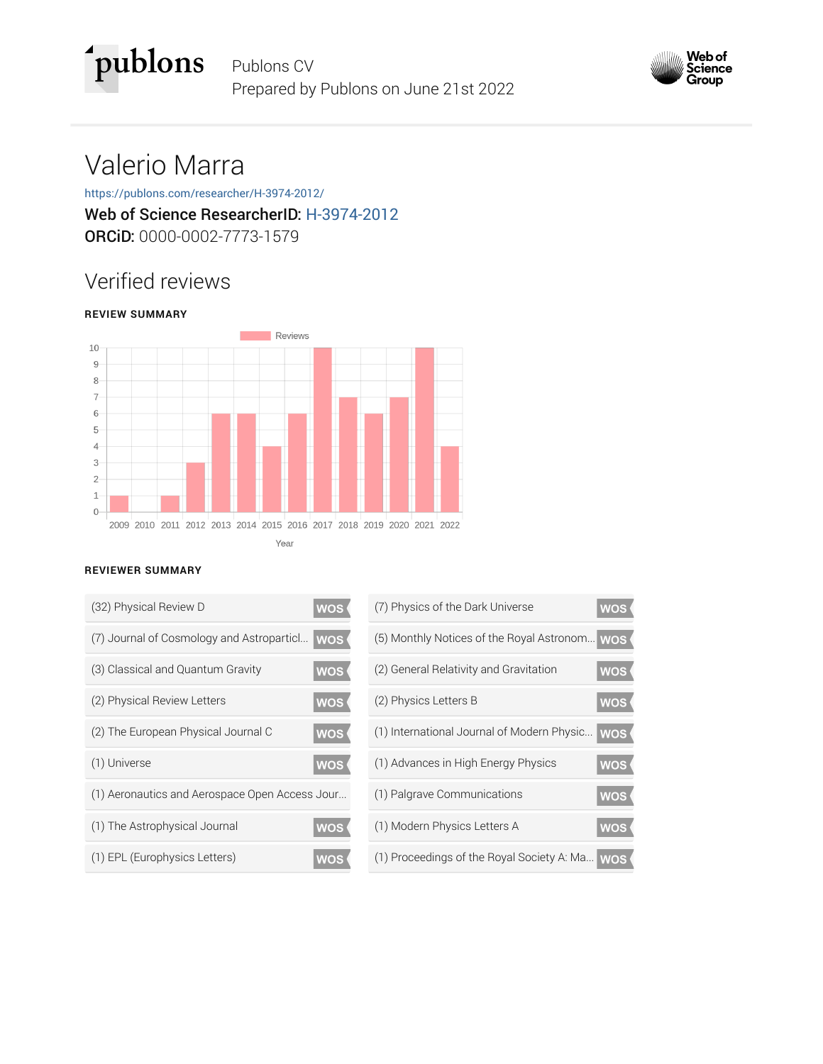# Valerio Marra

https://publons.com/researcher/H-3974-2012/

**Web of Science ResearcherID:** H-3974-2012

**ORCiD:** 0000-0002-7773-1579

## Verified reviews

### REVIEW SUMMARY

| Year | Reviews |
|---|---|
| 2009 | 1 |
| 2010 | 0 |
| 2011 | 1 |
| 2012 | 3 |
| 2013 | 6 |
| 2014 | 6 |
| 2015 | 4 |
| 2016 | 6 |
| 2017 | 10 |
| 2018 | 7 |
| 2019 | 6 |
| 2020 | 7 |
| 2021 | 10 |
| 2022 | 4 |

### REVIEWER SUMMARY

- (32) Physical Review D — WOS
- (7) Journal of Cosmology and Astroparticl... — WOS
- (3) Classical and Quantum Gravity — WOS
- (2) Physical Review Letters — WOS
- (2) The European Physical Journal C — WOS
- (1) Universe — WOS
- (1) Aeronautics and Aerospace Open Access Jour...
- (1) The Astrophysical Journal — WOS
- (1) EPL (Europhysics Letters) — WOS
- (7) Physics of the Dark Universe — WOS
- (5) Monthly Notices of the Royal Astronom... — WOS
- (2) General Relativity and Gravitation — WOS
- (2) Physics Letters B — WOS
- (1) International Journal of Modern Physic... — WOS
- (1) Advances in High Energy Physics — WOS
- (1) Palgrave Communications — WOS
- (1) Modern Physics Letters A — WOS
- (1) Proceedings of the Royal Society A: Ma... — WOS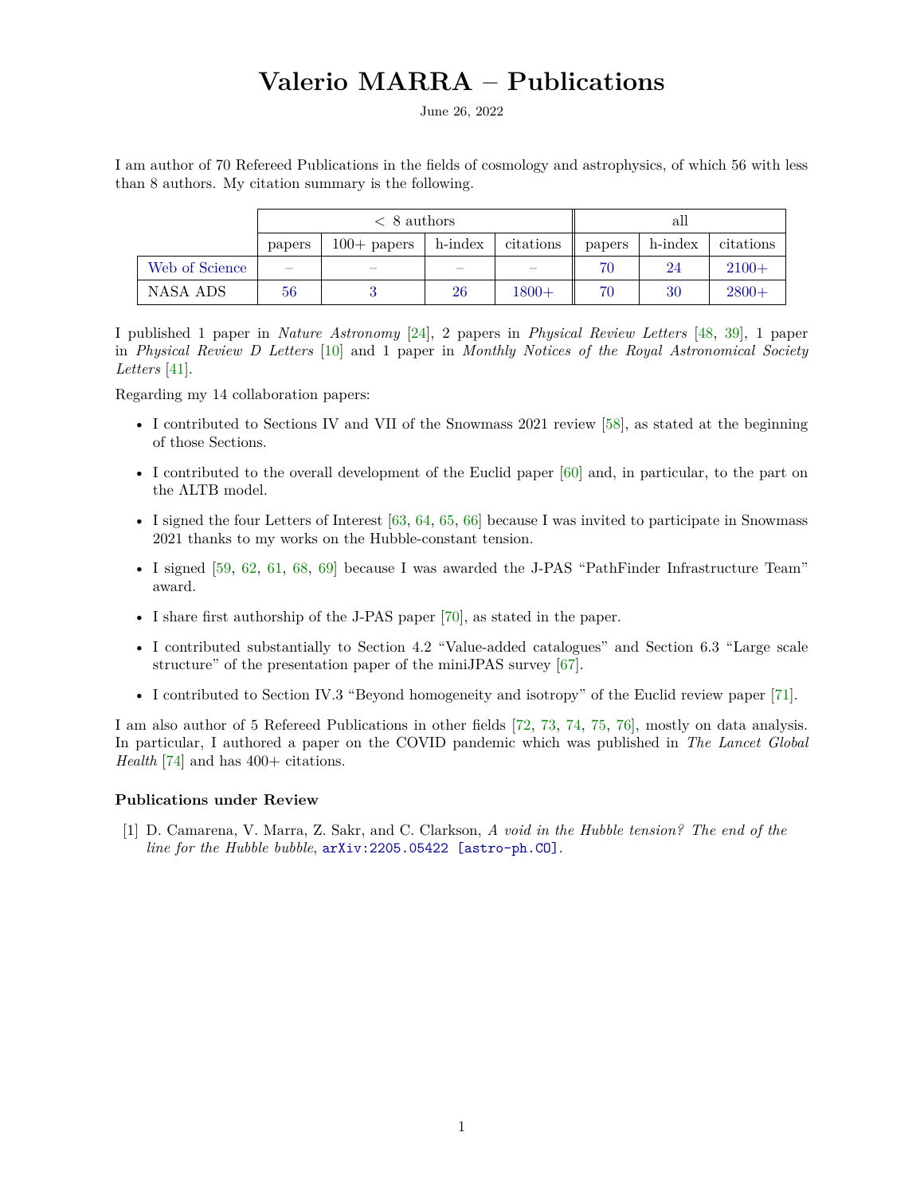# Valerio MARRA – Publications

June 26, 2022

I am author of 70 Refereed Publications in the fields of cosmology and astrophysics, of which 56 with less than 8 authors. My citation summary is the following.

| | < 8 authors | | | | all | | |
|---|---|---|---|---|---|---|---|
| | papers | 100+ papers | h-index | citations | papers | h-index | citations |
| Web of Science | – | – | – | – | 70 | 24 | 2100+ |
| NASA ADS | 56 | 3 | 26 | 1800+ | 70 | 30 | 2800+ |

I published 1 paper in *Nature Astronomy* [24], 2 papers in *Physical Review Letters* [48, 39], 1 paper in *Physical Review D Letters* [10] and 1 paper in *Monthly Notices of the Royal Astronomical Society Letters* [41].

Regarding my 14 collaboration papers:

- I contributed to Sections IV and VII of the Snowmass 2021 review [58], as stated at the beginning of those Sections.
- I contributed to the overall development of the Euclid paper [60] and, in particular, to the part on the ΛLTB model.
- I signed the four Letters of Interest [63, 64, 65, 66] because I was invited to participate in Snowmass 2021 thanks to my works on the Hubble-constant tension.
- I signed [59, 62, 61, 68, 69] because I was awarded the J-PAS "PathFinder Infrastructure Team" award.
- I share first authorship of the J-PAS paper [70], as stated in the paper.
- I contributed substantially to Section 4.2 "Value-added catalogues" and Section 6.3 "Large scale structure" of the presentation paper of the miniJPAS survey [67].
- I contributed to Section IV.3 "Beyond homogeneity and isotropy" of the Euclid review paper [71].

I am also author of 5 Refereed Publications in other fields [72, 73, 74, 75, 76], mostly on data analysis. In particular, I authored a paper on the COVID pandemic which was published in *The Lancet Global Health* [74] and has 400+ citations.

### Publications under Review

[1] D. Camarena, V. Marra, Z. Sakr, and C. Clarkson, *A void in the Hubble tension? The end of the line for the Hubble bubble*, arXiv:2205.05422 [astro-ph.CO].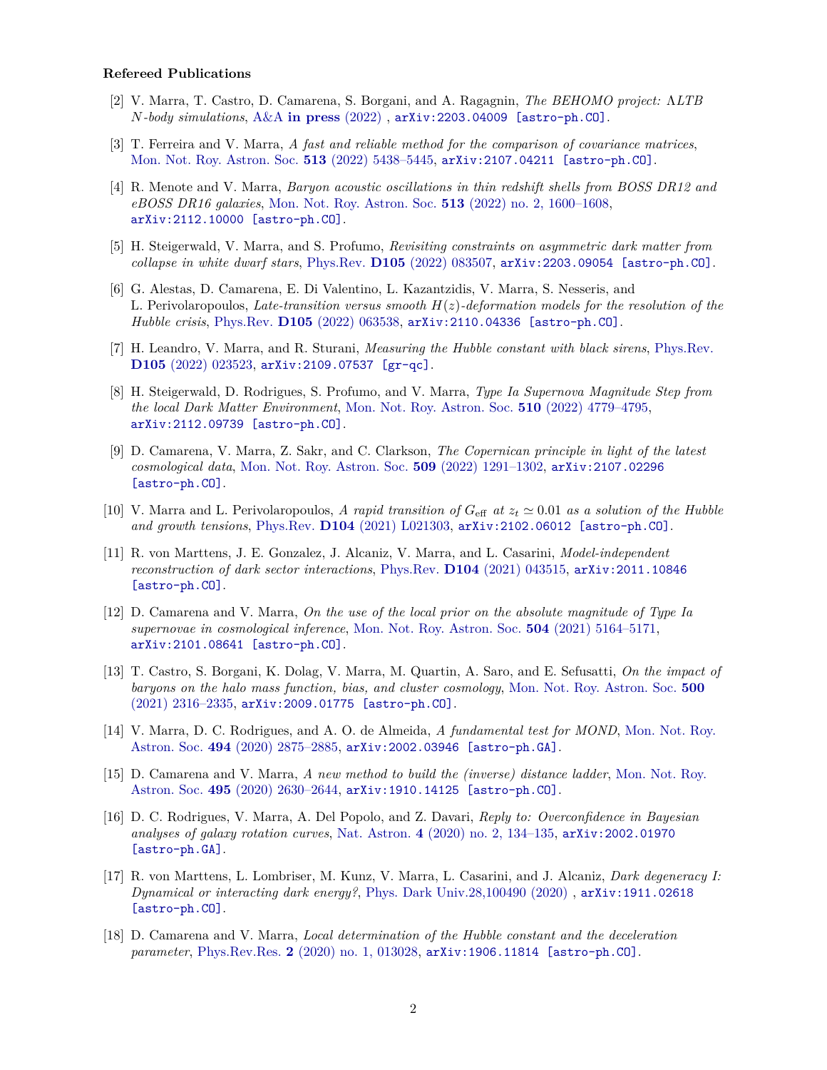### Refereed Publications

[2] V. Marra, T. Castro, D. Camarena, S. Borgani, and A. Ragagnin, *The BEHOMO project: ΛLTB N-body simulations*, A&A **in press** (2022) , arXiv:2203.04009 [astro-ph.CO].

[3] T. Ferreira and V. Marra, *A fast and reliable method for the comparison of covariance matrices*, Mon. Not. Roy. Astron. Soc. **513** (2022) 5438–5445, arXiv:2107.04211 [astro-ph.CO].

[4] R. Menote and V. Marra, *Baryon acoustic oscillations in thin redshift shells from BOSS DR12 and eBOSS DR16 galaxies*, Mon. Not. Roy. Astron. Soc. **513** (2022) no. 2, 1600–1608, arXiv:2112.10000 [astro-ph.CO].

[5] H. Steigerwald, V. Marra, and S. Profumo, *Revisiting constraints on asymmetric dark matter from collapse in white dwarf stars*, Phys.Rev. **D105** (2022) 083507, arXiv:2203.09054 [astro-ph.CO].

[6] G. Alestas, D. Camarena, E. Di Valentino, L. Kazantzidis, V. Marra, S. Nesseris, and L. Perivolaropoulos, *Late-transition versus smooth $H(z)$-deformation models for the resolution of the Hubble crisis*, Phys.Rev. **D105** (2022) 063538, arXiv:2110.04336 [astro-ph.CO].

[7] H. Leandro, V. Marra, and R. Sturani, *Measuring the Hubble constant with black sirens*, Phys.Rev. **D105** (2022) 023523, arXiv:2109.07537 [gr-qc].

[8] H. Steigerwald, D. Rodrigues, S. Profumo, and V. Marra, *Type Ia Supernova Magnitude Step from the local Dark Matter Environment*, Mon. Not. Roy. Astron. Soc. **510** (2022) 4779–4795, arXiv:2112.09739 [astro-ph.CO].

[9] D. Camarena, V. Marra, Z. Sakr, and C. Clarkson, *The Copernican principle in light of the latest cosmological data*, Mon. Not. Roy. Astron. Soc. **509** (2022) 1291–1302, arXiv:2107.02296 [astro-ph.CO].

[10] V. Marra and L. Perivolaropoulos, *A rapid transition of $G_{\rm eff}$ at $z_t \simeq 0.01$ as a solution of the Hubble and growth tensions*, Phys.Rev. **D104** (2021) L021303, arXiv:2102.06012 [astro-ph.CO].

[11] R. von Marttens, J. E. Gonzalez, J. Alcaniz, V. Marra, and L. Casarini, *Model-independent reconstruction of dark sector interactions*, Phys.Rev. **D104** (2021) 043515, arXiv:2011.10846 [astro-ph.CO].

[12] D. Camarena and V. Marra, *On the use of the local prior on the absolute magnitude of Type Ia supernovae in cosmological inference*, Mon. Not. Roy. Astron. Soc. **504** (2021) 5164–5171, arXiv:2101.08641 [astro-ph.CO].

[13] T. Castro, S. Borgani, K. Dolag, V. Marra, M. Quartin, A. Saro, and E. Sefusatti, *On the impact of baryons on the halo mass function, bias, and cluster cosmology*, Mon. Not. Roy. Astron. Soc. **500** (2021) 2316–2335, arXiv:2009.01775 [astro-ph.CO].

[14] V. Marra, D. C. Rodrigues, and A. O. de Almeida, *A fundamental test for MOND*, Mon. Not. Roy. Astron. Soc. **494** (2020) 2875–2885, arXiv:2002.03946 [astro-ph.GA].

[15] D. Camarena and V. Marra, *A new method to build the (inverse) distance ladder*, Mon. Not. Roy. Astron. Soc. **495** (2020) 2630–2644, arXiv:1910.14125 [astro-ph.CO].

[16] D. C. Rodrigues, V. Marra, A. Del Popolo, and Z. Davari, *Reply to: Overconfidence in Bayesian analyses of galaxy rotation curves*, Nat. Astron. **4** (2020) no. 2, 134–135, arXiv:2002.01970 [astro-ph.GA].

[17] R. von Marttens, L. Lombriser, M. Kunz, V. Marra, L. Casarini, and J. Alcaniz, *Dark degeneracy I: Dynamical or interacting dark energy?*, Phys. Dark Univ.28,100490 (2020) , arXiv:1911.02618 [astro-ph.CO].

[18] D. Camarena and V. Marra, *Local determination of the Hubble constant and the deceleration parameter*, Phys.Rev.Res. **2** (2020) no. 1, 013028, arXiv:1906.11814 [astro-ph.CO].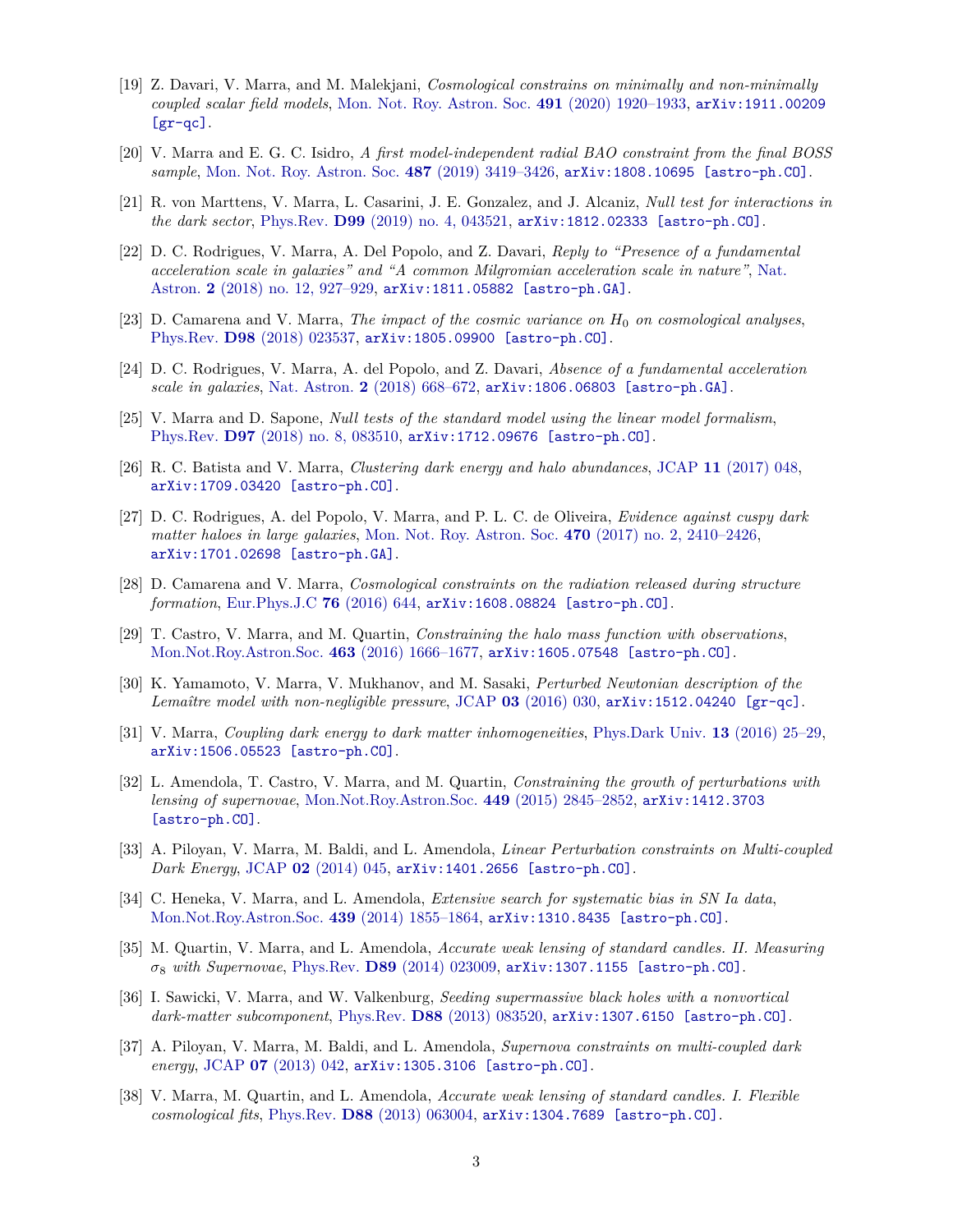[19] Z. Davari, V. Marra, and M. Malekjani, *Cosmological constrains on minimally and non-minimally coupled scalar field models*, Mon. Not. Roy. Astron. Soc. **491** (2020) 1920–1933, arXiv:1911.00209 [gr-qc].

[20] V. Marra and E. G. C. Isidro, *A first model-independent radial BAO constraint from the final BOSS sample*, Mon. Not. Roy. Astron. Soc. **487** (2019) 3419–3426, arXiv:1808.10695 [astro-ph.CO].

[21] R. von Marttens, V. Marra, L. Casarini, J. E. Gonzalez, and J. Alcaniz, *Null test for interactions in the dark sector*, Phys.Rev. **D99** (2019) no. 4, 043521, arXiv:1812.02333 [astro-ph.CO].

[22] D. C. Rodrigues, V. Marra, A. Del Popolo, and Z. Davari, *Reply to "Presence of a fundamental acceleration scale in galaxies" and "A common Milgromian acceleration scale in nature"*, Nat. Astron. **2** (2018) no. 12, 927–929, arXiv:1811.05882 [astro-ph.GA].

[23] D. Camarena and V. Marra, *The impact of the cosmic variance on $H_0$ on cosmological analyses*, Phys.Rev. **D98** (2018) 023537, arXiv:1805.09900 [astro-ph.CO].

[24] D. C. Rodrigues, V. Marra, A. del Popolo, and Z. Davari, *Absence of a fundamental acceleration scale in galaxies*, Nat. Astron. **2** (2018) 668–672, arXiv:1806.06803 [astro-ph.GA].

[25] V. Marra and D. Sapone, *Null tests of the standard model using the linear model formalism*, Phys.Rev. **D97** (2018) no. 8, 083510, arXiv:1712.09676 [astro-ph.CO].

[26] R. C. Batista and V. Marra, *Clustering dark energy and halo abundances*, JCAP **11** (2017) 048, arXiv:1709.03420 [astro-ph.CO].

[27] D. C. Rodrigues, A. del Popolo, V. Marra, and P. L. C. de Oliveira, *Evidence against cuspy dark matter haloes in large galaxies*, Mon. Not. Roy. Astron. Soc. **470** (2017) no. 2, 2410–2426, arXiv:1701.02698 [astro-ph.GA].

[28] D. Camarena and V. Marra, *Cosmological constraints on the radiation released during structure formation*, Eur.Phys.J.C **76** (2016) 644, arXiv:1608.08824 [astro-ph.CO].

[29] T. Castro, V. Marra, and M. Quartin, *Constraining the halo mass function with observations*, Mon.Not.Roy.Astron.Soc. **463** (2016) 1666–1677, arXiv:1605.07548 [astro-ph.CO].

[30] K. Yamamoto, V. Marra, V. Mukhanov, and M. Sasaki, *Perturbed Newtonian description of the Lemaître model with non-negligible pressure*, JCAP **03** (2016) 030, arXiv:1512.04240 [gr-qc].

[31] V. Marra, *Coupling dark energy to dark matter inhomogeneities*, Phys.Dark Univ. **13** (2016) 25–29, arXiv:1506.05523 [astro-ph.CO].

[32] L. Amendola, T. Castro, V. Marra, and M. Quartin, *Constraining the growth of perturbations with lensing of supernovae*, Mon.Not.Roy.Astron.Soc. **449** (2015) 2845–2852, arXiv:1412.3703 [astro-ph.CO].

[33] A. Piloyan, V. Marra, M. Baldi, and L. Amendola, *Linear Perturbation constraints on Multi-coupled Dark Energy*, JCAP **02** (2014) 045, arXiv:1401.2656 [astro-ph.CO].

[34] C. Heneka, V. Marra, and L. Amendola, *Extensive search for systematic bias in SN Ia data*, Mon.Not.Roy.Astron.Soc. **439** (2014) 1855–1864, arXiv:1310.8435 [astro-ph.CO].

[35] M. Quartin, V. Marra, and L. Amendola, *Accurate weak lensing of standard candles. II. Measuring $\sigma_8$ with Supernovae*, Phys.Rev. **D89** (2014) 023009, arXiv:1307.1155 [astro-ph.CO].

[36] I. Sawicki, V. Marra, and W. Valkenburg, *Seeding supermassive black holes with a nonvortical dark-matter subcomponent*, Phys.Rev. **D88** (2013) 083520, arXiv:1307.6150 [astro-ph.CO].

[37] A. Piloyan, V. Marra, M. Baldi, and L. Amendola, *Supernova constraints on multi-coupled dark energy*, JCAP **07** (2013) 042, arXiv:1305.3106 [astro-ph.CO].

[38] V. Marra, M. Quartin, and L. Amendola, *Accurate weak lensing of standard candles. I. Flexible cosmological fits*, Phys.Rev. **D88** (2013) 063004, arXiv:1304.7689 [astro-ph.CO].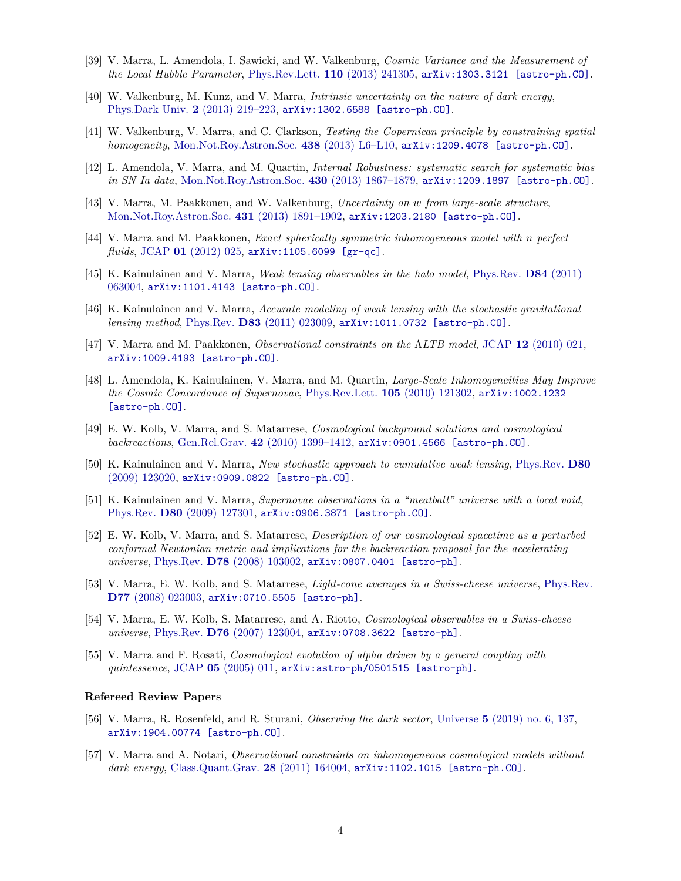[39] V. Marra, L. Amendola, I. Sawicki, and W. Valkenburg, *Cosmic Variance and the Measurement of the Local Hubble Parameter*, Phys.Rev.Lett. **110** (2013) 241305, arXiv:1303.3121 [astro-ph.CO].

[40] W. Valkenburg, M. Kunz, and V. Marra, *Intrinsic uncertainty on the nature of dark energy*, Phys.Dark Univ. **2** (2013) 219–223, arXiv:1302.6588 [astro-ph.CO].

[41] W. Valkenburg, V. Marra, and C. Clarkson, *Testing the Copernican principle by constraining spatial homogeneity*, Mon.Not.Roy.Astron.Soc. **438** (2013) L6–L10, arXiv:1209.4078 [astro-ph.CO].

[42] L. Amendola, V. Marra, and M. Quartin, *Internal Robustness: systematic search for systematic bias in SN Ia data*, Mon.Not.Roy.Astron.Soc. **430** (2013) 1867–1879, arXiv:1209.1897 [astro-ph.CO].

[43] V. Marra, M. Paakkonen, and W. Valkenburg, *Uncertainty on w from large-scale structure*, Mon.Not.Roy.Astron.Soc. **431** (2013) 1891–1902, arXiv:1203.2180 [astro-ph.CO].

[44] V. Marra and M. Paakkonen, *Exact spherically symmetric inhomogeneous model with n perfect fluids*, JCAP **01** (2012) 025, arXiv:1105.6099 [gr-qc].

[45] K. Kainulainen and V. Marra, *Weak lensing observables in the halo model*, Phys.Rev. **D84** (2011) 063004, arXiv:1101.4143 [astro-ph.CO].

[46] K. Kainulainen and V. Marra, *Accurate modeling of weak lensing with the stochastic gravitational lensing method*, Phys.Rev. **D83** (2011) 023009, arXiv:1011.0732 [astro-ph.CO].

[47] V. Marra and M. Paakkonen, *Observational constraints on the $\Lambda$LTB model*, JCAP **12** (2010) 021, arXiv:1009.4193 [astro-ph.CO].

[48] L. Amendola, K. Kainulainen, V. Marra, and M. Quartin, *Large-Scale Inhomogeneities May Improve the Cosmic Concordance of Supernovae*, Phys.Rev.Lett. **105** (2010) 121302, arXiv:1002.1232 [astro-ph.CO].

[49] E. W. Kolb, V. Marra, and S. Matarrese, *Cosmological background solutions and cosmological backreactions*, Gen.Rel.Grav. **42** (2010) 1399–1412, arXiv:0901.4566 [astro-ph.CO].

[50] K. Kainulainen and V. Marra, *New stochastic approach to cumulative weak lensing*, Phys.Rev. **D80** (2009) 123020, arXiv:0909.0822 [astro-ph.CO].

[51] K. Kainulainen and V. Marra, *Supernovae observations in a "meatball" universe with a local void*, Phys.Rev. **D80** (2009) 127301, arXiv:0906.3871 [astro-ph.CO].

[52] E. W. Kolb, V. Marra, and S. Matarrese, *Description of our cosmological spacetime as a perturbed conformal Newtonian metric and implications for the backreaction proposal for the accelerating universe*, Phys.Rev. **D78** (2008) 103002, arXiv:0807.0401 [astro-ph].

[53] V. Marra, E. W. Kolb, and S. Matarrese, *Light-cone averages in a Swiss-cheese universe*, Phys.Rev. **D77** (2008) 023003, arXiv:0710.5505 [astro-ph].

[54] V. Marra, E. W. Kolb, S. Matarrese, and A. Riotto, *Cosmological observables in a Swiss-cheese universe*, Phys.Rev. **D76** (2007) 123004, arXiv:0708.3622 [astro-ph].

[55] V. Marra and F. Rosati, *Cosmological evolution of alpha driven by a general coupling with quintessence*, JCAP **05** (2005) 011, arXiv:astro-ph/0501515 [astro-ph].

### Refereed Review Papers

[56] V. Marra, R. Rosenfeld, and R. Sturani, *Observing the dark sector*, Universe **5** (2019) no. 6, 137, arXiv:1904.00774 [astro-ph.CO].

[57] V. Marra and A. Notari, *Observational constraints on inhomogeneous cosmological models without dark energy*, Class.Quant.Grav. **28** (2011) 164004, arXiv:1102.1015 [astro-ph.CO].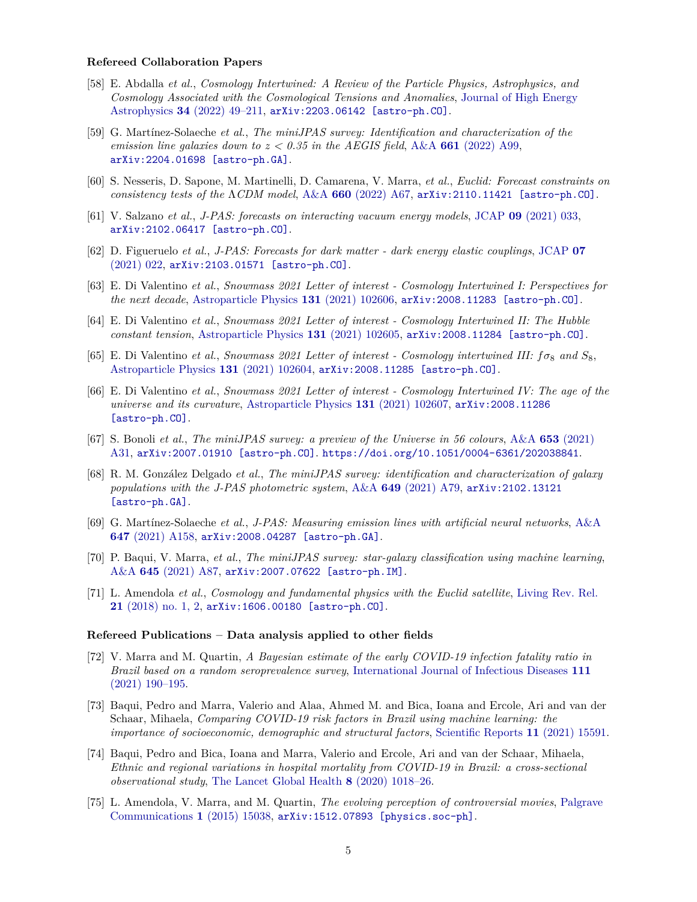### Refereed Collaboration Papers

[58] E. Abdalla *et al.*, *Cosmology Intertwined: A Review of the Particle Physics, Astrophysics, and Cosmology Associated with the Cosmological Tensions and Anomalies*, Journal of High Energy Astrophysics **34** (2022) 49–211, arXiv:2203.06142 [astro-ph.CO].

[59] G. Martínez-Solaeche *et al.*, *The miniJPAS survey: Identification and characterization of the emission line galaxies down to $z < 0.35$ in the AEGIS field*, A&A **661** (2022) A99, arXiv:2204.01698 [astro-ph.GA].

[60] S. Nesseris, D. Sapone, M. Martinelli, D. Camarena, V. Marra, *et al.*, *Euclid: Forecast constraints on consistency tests of the* $\Lambda$*CDM model*, A&A **660** (2022) A67, arXiv:2110.11421 [astro-ph.CO].

[61] V. Salzano *et al.*, *J-PAS: forecasts on interacting vacuum energy models*, JCAP **09** (2021) 033, arXiv:2102.06417 [astro-ph.CO].

[62] D. Figueruelo *et al.*, *J-PAS: Forecasts for dark matter - dark energy elastic couplings*, JCAP **07** (2021) 022, arXiv:2103.01571 [astro-ph.CO].

[63] E. Di Valentino *et al.*, *Snowmass 2021 Letter of interest - Cosmology Intertwined I: Perspectives for the next decade*, Astroparticle Physics **131** (2021) 102606, arXiv:2008.11283 [astro-ph.CO].

[64] E. Di Valentino *et al.*, *Snowmass 2021 Letter of interest - Cosmology Intertwined II: The Hubble constant tension*, Astroparticle Physics **131** (2021) 102605, arXiv:2008.11284 [astro-ph.CO].

[65] E. Di Valentino *et al.*, *Snowmass 2021 Letter of interest - Cosmology intertwined III: $f\sigma_8$ and $S_8$*, Astroparticle Physics **131** (2021) 102604, arXiv:2008.11285 [astro-ph.CO].

[66] E. Di Valentino *et al.*, *Snowmass 2021 Letter of interest - Cosmology Intertwined IV: The age of the universe and its curvature*, Astroparticle Physics **131** (2021) 102607, arXiv:2008.11286 [astro-ph.CO].

[67] S. Bonoli *et al.*, *The miniJPAS survey: a preview of the Universe in 56 colours*, A&A **653** (2021) A31, arXiv:2007.01910 [astro-ph.CO]. https://doi.org/10.1051/0004-6361/202038841.

[68] R. M. González Delgado *et al.*, *The miniJPAS survey: identification and characterization of galaxy populations with the J-PAS photometric system*, A&A **649** (2021) A79, arXiv:2102.13121 [astro-ph.GA].

[69] G. Martínez-Solaeche *et al.*, *J-PAS: Measuring emission lines with artificial neural networks*, A&A **647** (2021) A158, arXiv:2008.04287 [astro-ph.GA].

[70] P. Baqui, V. Marra, *et al.*, *The miniJPAS survey: star-galaxy classification using machine learning*, A&A **645** (2021) A87, arXiv:2007.07622 [astro-ph.IM].

[71] L. Amendola *et al.*, *Cosmology and fundamental physics with the Euclid satellite*, Living Rev. Rel. **21** (2018) no. 1, 2, arXiv:1606.00180 [astro-ph.CO].

### Refereed Publications – Data analysis applied to other fields

[72] V. Marra and M. Quartin, *A Bayesian estimate of the early COVID-19 infection fatality ratio in Brazil based on a random seroprevalence survey*, International Journal of Infectious Diseases **111** (2021) 190–195.

[73] Baqui, Pedro and Marra, Valerio and Alaa, Ahmed M. and Bica, Ioana and Ercole, Ari and van der Schaar, Mihaela, *Comparing COVID-19 risk factors in Brazil using machine learning: the importance of socioeconomic, demographic and structural factors*, Scientific Reports **11** (2021) 15591.

[74] Baqui, Pedro and Bica, Ioana and Marra, Valerio and Ercole, Ari and van der Schaar, Mihaela, *Ethnic and regional variations in hospital mortality from COVID-19 in Brazil: a cross-sectional observational study*, The Lancet Global Health **8** (2020) 1018–26.

[75] L. Amendola, V. Marra, and M. Quartin, *The evolving perception of controversial movies*, Palgrave Communications **1** (2015) 15038, arXiv:1512.07893 [physics.soc-ph].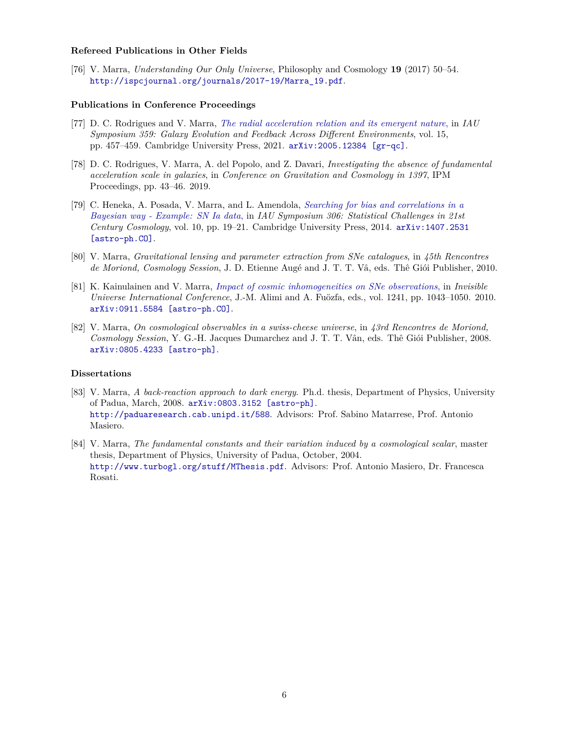### Refereed Publications in Other Fields

[76] V. Marra, *Understanding Our Only Universe*, Philosophy and Cosmology **19** (2017) 50–54. http://ispcjournal.org/journals/2017-19/Marra_19.pdf.

### Publications in Conference Proceedings

[77] D. C. Rodrigues and V. Marra, *The radial acceleration relation and its emergent nature*, in *IAU Symposium 359: Galaxy Evolution and Feedback Across Different Environments*, vol. 15, pp. 457–459. Cambridge University Press, 2021. arXiv:2005.12384 [gr-qc].

[78] D. C. Rodrigues, V. Marra, A. del Popolo, and Z. Davari, *Investigating the absence of fundamental acceleration scale in galaxies*, in *Conference on Gravitation and Cosmology in 1397*, IPM Proceedings, pp. 43–46. 2019.

[79] C. Heneka, A. Posada, V. Marra, and L. Amendola, *Searching for bias and correlations in a Bayesian way - Example: SN Ia data*, in *IAU Symposium 306: Statistical Challenges in 21st Century Cosmology*, vol. 10, pp. 19–21. Cambridge University Press, 2014. arXiv:1407.2531 [astro-ph.CO].

[80] V. Marra, *Gravitational lensing and parameter extraction from SNe catalogues*, in *45th Rencontres de Moriond, Cosmology Session*, J. D. Etienne Augé and J. T. T. Vâ, eds. Thê Gióí Publisher, 2010.

[81] K. Kainulainen and V. Marra, *Impact of cosmic inhomogeneities on SNe observations*, in *Invisible Universe International Conference*, J.-M. Alimi and A. Fuözfa, eds., vol. 1241, pp. 1043–1050. 2010. arXiv:0911.5584 [astro-ph.CO].

[82] V. Marra, *On cosmological observables in a swiss-cheese universe*, in *43rd Rencontres de Moriond, Cosmology Session*, Y. G.-H. Jacques Dumarchez and J. T. T. Vân, eds. Thê Gióí Publisher, 2008. arXiv:0805.4233 [astro-ph].

### Dissertations

[83] V. Marra, *A back-reaction approach to dark energy*. Ph.d. thesis, Department of Physics, University of Padua, March, 2008. arXiv:0803.3152 [astro-ph]. http://paduaresearch.cab.unipd.it/588. Advisors: Prof. Sabino Matarrese, Prof. Antonio Masiero.

[84] V. Marra, *The fundamental constants and their variation induced by a cosmological scalar*, master thesis, Department of Physics, University of Padua, October, 2004. http://www.turbogl.org/stuff/MThesis.pdf. Advisors: Prof. Antonio Masiero, Dr. Francesca Rosati.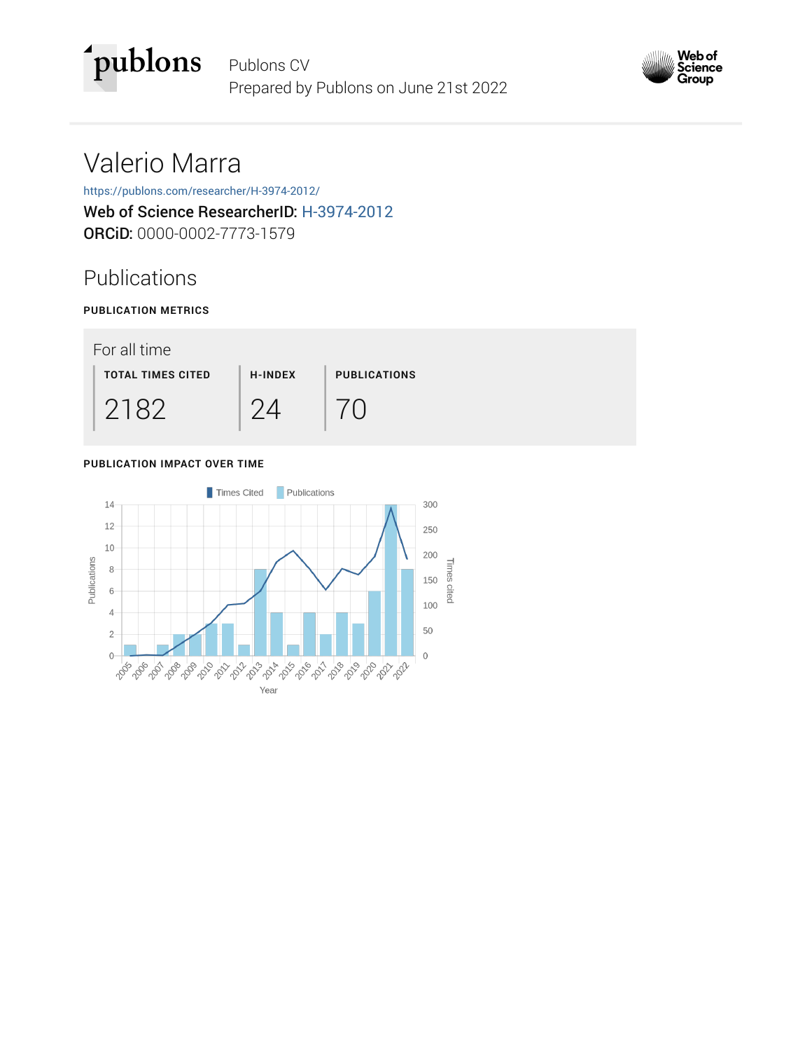publons

Publons CV
Prepared by Publons on June 21st 2022

Web of Science Group

# Valerio Marra

https://publons.com/researcher/H-3974-2012/

**Web of Science ResearcherID:** H-3974-2012

**ORCiD:** 0000-0002-7773-1579

## Publications

### PUBLICATION METRICS

For all time

| TOTAL TIMES CITED | H-INDEX | PUBLICATIONS |
| --- | --- | --- |
| 2182 | 24 | 70 |

### PUBLICATION IMPACT OVER TIME

Times Cited
Publications

Publications
0
2
4
6
8
10
12
14

Times cited
0
50
100
150
200
250
300

2005
2006
2007
2008
2009
2010
2011
2012
2013
2014
2015
2016
2017
2018
2019
2020
2021
2022

Year